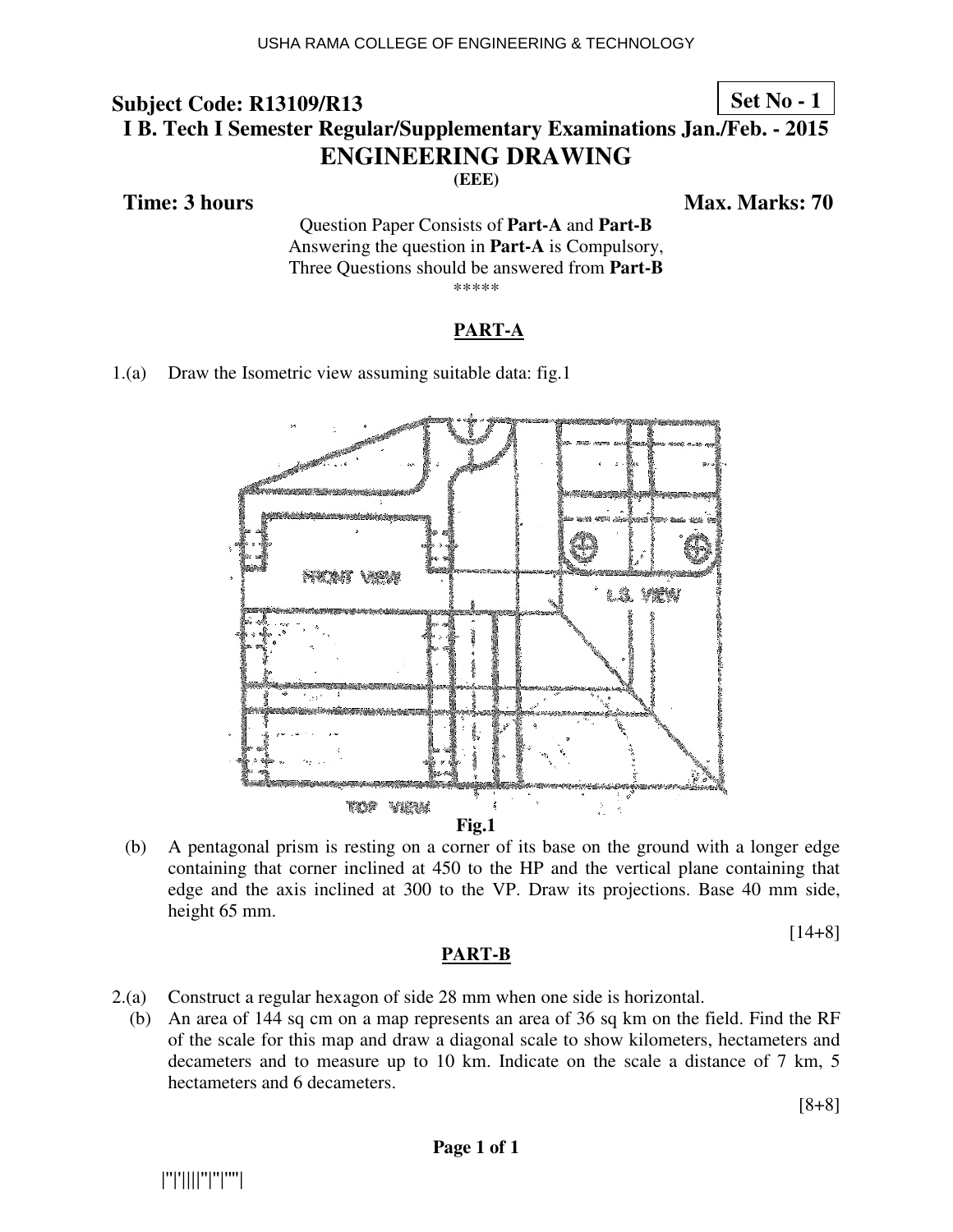**Subject Code: R13109/R13** **Set No - 1**

**I B. Tech I Semester Regular/Supplementary Examinations Jan./Feb. - 2015**

# ENGINEERING DRAWING

**(EEE)**

**Time: 3 hours** **Max. Marks: 70**

Question Paper Consists of **Part-A** and **Part-B**
Answering the question in **Part-A** is Compulsory,
Three Questions should be answered from **Part-B**

*****

## PART-A

1.(a) Draw the Isometric view assuming suitable data: fig.1

**Fig.1**

(b) A pentagonal prism is resting on a corner of its base on the ground with a longer edge containing that corner inclined at 450 to the HP and the vertical plane containing that edge and the axis inclined at 300 to the VP. Draw its projections. Base 40 mm side, height 65 mm.

[14+8]

## PART-B

2.(a) Construct a regular hexagon of side 28 mm when one side is horizontal.

(b) An area of 144 sq cm on a map represents an area of 36 sq km on the field. Find the RF of the scale for this map and draw a diagonal scale to show kilometers, hectameters and decameters and to measure up to 10 km. Indicate on the scale a distance of 7 km, 5 hectameters and 6 decameters.

[8+8]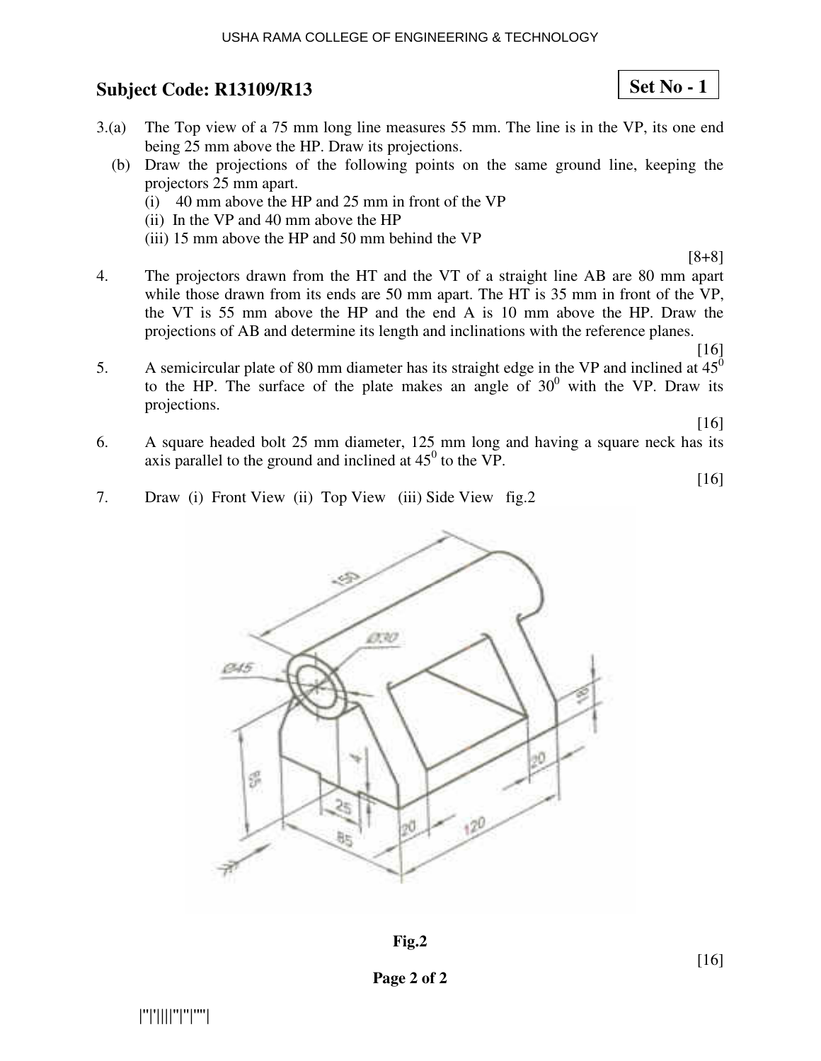**Subject Code: R13109/R13**

**Set No - 1**

3.(a) The Top view of a 75 mm long line measures 55 mm. The line is in the VP, its one end being 25 mm above the HP. Draw its projections.

(b) Draw the projections of the following points on the same ground line, keeping the projectors 25 mm apart.

(i) 40 mm above the HP and 25 mm in front of the VP

(ii) In the VP and 40 mm above the HP

(iii) 15 mm above the HP and 50 mm behind the VP

[8+8]

4. The projectors drawn from the HT and the VT of a straight line AB are 80 mm apart while those drawn from its ends are 50 mm apart. The HT is 35 mm in front of the VP, the VT is 55 mm above the HP and the end A is 10 mm above the HP. Draw the projections of AB and determine its length and inclinations with the reference planes.

[16]

5. A semicircular plate of 80 mm diameter has its straight edge in the VP and inclined at $45^0$ to the HP. The surface of the plate makes an angle of $30^0$ with the VP. Draw its projections.

[16]

6. A square headed bolt 25 mm diameter, 125 mm long and having a square neck has its axis parallel to the ground and inclined at $45^0$ to the VP.

[16]

7. Draw (i) Front View (ii) Top View (iii) Side View fig.2

**Fig.2**

[16]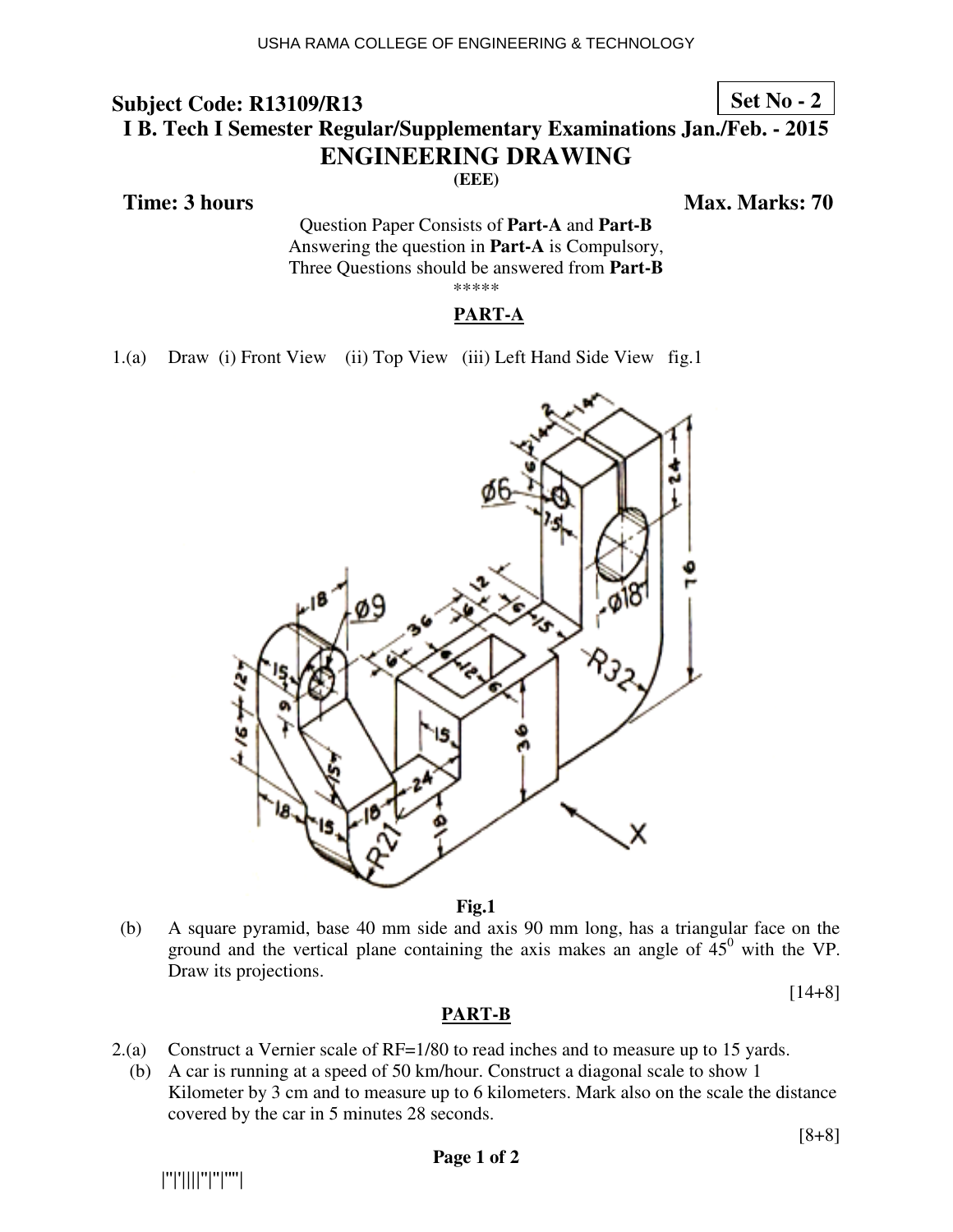**Subject Code: R13109/R13**

**Set No - 2**

**I B. Tech I Semester Regular/Supplementary Examinations Jan./Feb. - 2015**

# ENGINEERING DRAWING

**(EEE)**

**Time: 3 hours** **Max. Marks: 70**

Question Paper Consists of **Part-A** and **Part-B**
Answering the question in **Part-A** is Compulsory,
Three Questions should be answered from **Part-B**

\*\*\*\*\*

## PART-A

1.(a) Draw (i) Front View (ii) Top View (iii) Left Hand Side View fig.1

**Fig.1**

(b) A square pyramid, base 40 mm side and axis 90 mm long, has a triangular face on the ground and the vertical plane containing the axis makes an angle of $45^0$ with the VP. Draw its projections.

[14+8]

## PART-B

2.(a) Construct a Vernier scale of RF=1/80 to read inches and to measure up to 15 yards.

(b) A car is running at a speed of 50 km/hour. Construct a diagonal scale to show 1 Kilometer by 3 cm and to measure up to 6 kilometers. Mark also on the scale the distance covered by the car in 5 minutes 28 seconds.

[8+8]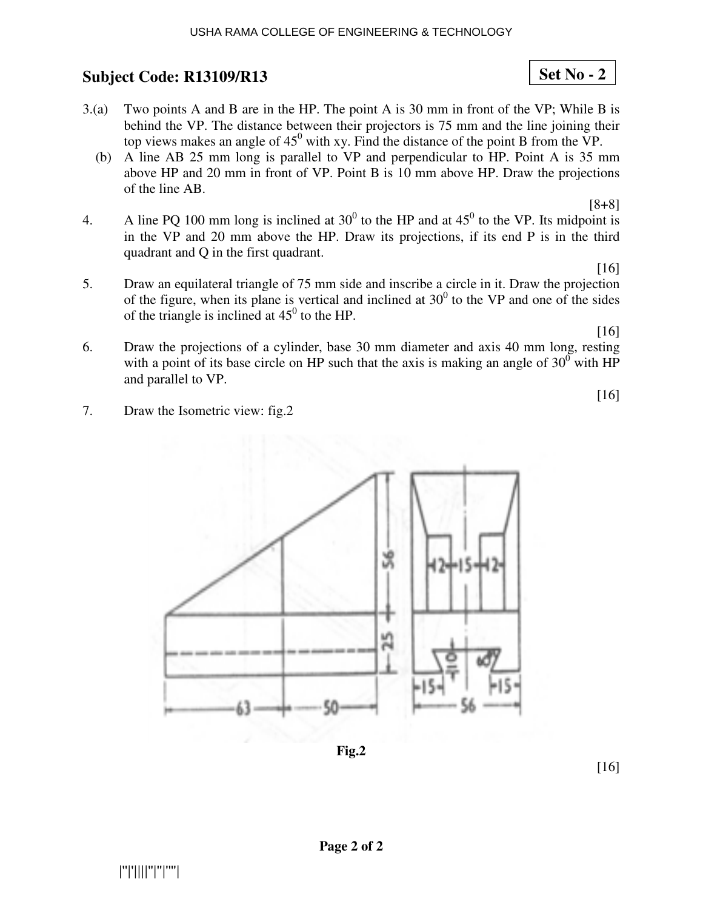## Subject Code: R13109/R13

**Set No - 2**

3.(a) Two points A and B are in the HP. The point A is 30 mm in front of the VP; While B is behind the VP. The distance between their projectors is 75 mm and the line joining their top views makes an angle of $45^0$ with xy. Find the distance of the point B from the VP.

(b) A line AB 25 mm long is parallel to VP and perpendicular to HP. Point A is 35 mm above HP and 20 mm in front of VP. Point B is 10 mm above HP. Draw the projections of the line AB.

[8+8]

4. A line PQ 100 mm long is inclined at $30^0$ to the HP and at $45^0$ to the VP. Its midpoint is in the VP and 20 mm above the HP. Draw its projections, if its end P is in the third quadrant and Q in the first quadrant.

[16]

5. Draw an equilateral triangle of 75 mm side and inscribe a circle in it. Draw the projection of the figure, when its plane is vertical and inclined at $30^0$ to the VP and one of the sides of the triangle is inclined at $45^0$ to the HP.

[16]

6. Draw the projections of a cylinder, base 30 mm diameter and axis 40 mm long, resting with a point of its base circle on HP such that the axis is making an angle of $30^0$ with HP and parallel to VP.

[16]

7. Draw the Isometric view: fig.2

Fig.2

[16]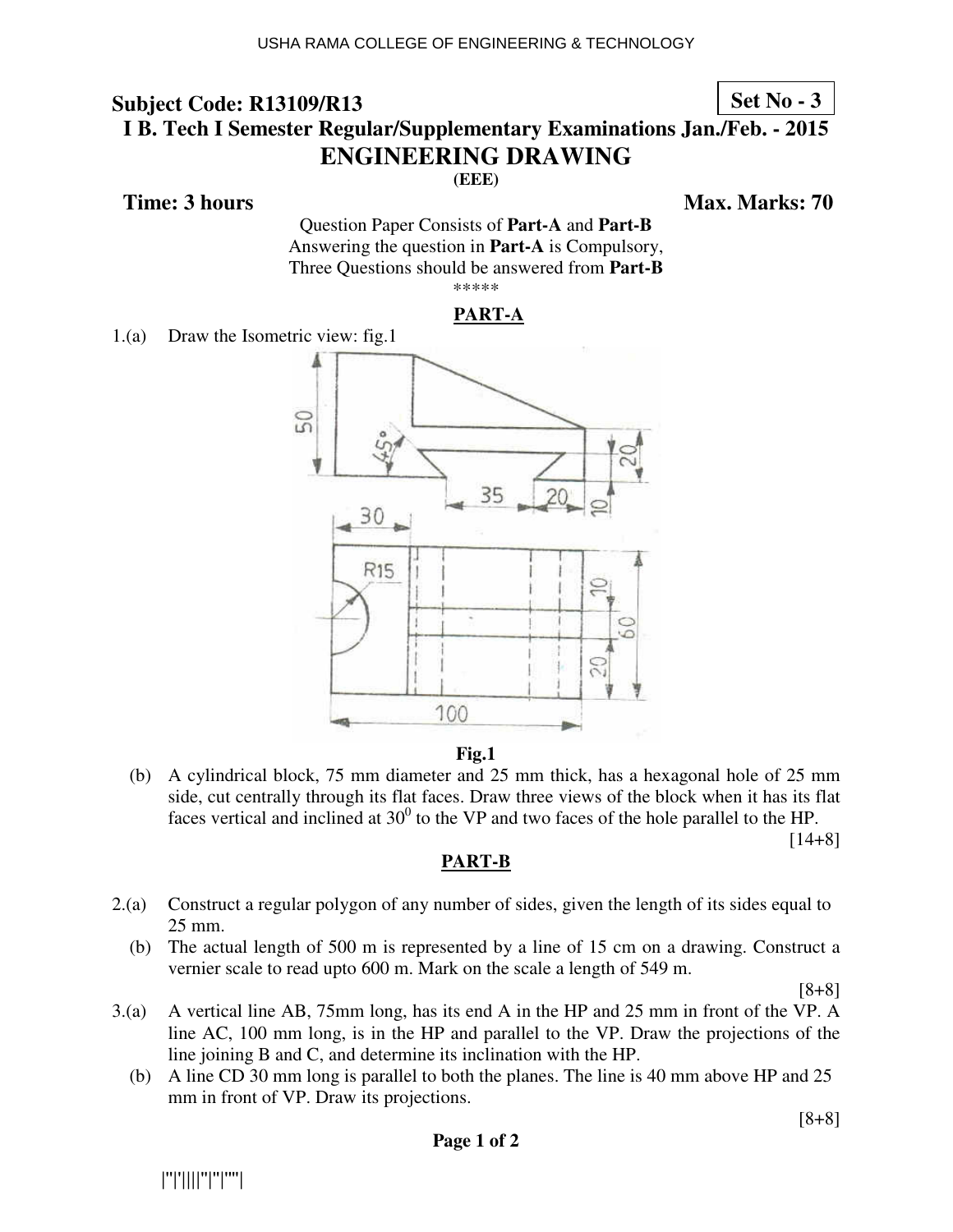USHA RAMA COLLEGE OF ENGINEERING & TECHNOLOGY

**Subject Code: R13109/R13** **Set No - 3**

**I B. Tech I Semester Regular/Supplementary Examinations Jan./Feb. - 2015**

# ENGINEERING DRAWING

**(EEE)**

**Time: 3 hours** **Max. Marks: 70**

Question Paper Consists of **Part-A** and **Part-B**
Answering the question in **Part-A** is Compulsory,
Three Questions should be answered from **Part-B**

\*\*\*\*\*

## PART-A

1.(a) Draw the Isometric view: fig.1

**Fig.1**

(b) A cylindrical block, 75 mm diameter and 25 mm thick, has a hexagonal hole of 25 mm side, cut centrally through its flat faces. Draw three views of the block when it has its flat faces vertical and inclined at $30^0$ to the VP and two faces of the hole parallel to the HP.

[14+8]

## PART-B

2.(a) Construct a regular polygon of any number of sides, given the length of its sides equal to 25 mm.

(b) The actual length of 500 m is represented by a line of 15 cm on a drawing. Construct a vernier scale to read upto 600 m. Mark on the scale a length of 549 m.

[8+8]

3.(a) A vertical line AB, 75mm long, has its end A in the HP and 25 mm in front of the VP. A line AC, 100 mm long, is in the HP and parallel to the VP. Draw the projections of the line joining B and C, and determine its inclination with the HP.

(b) A line CD 30 mm long is parallel to both the planes. The line is 40 mm above HP and 25 mm in front of VP. Draw its projections.

[8+8]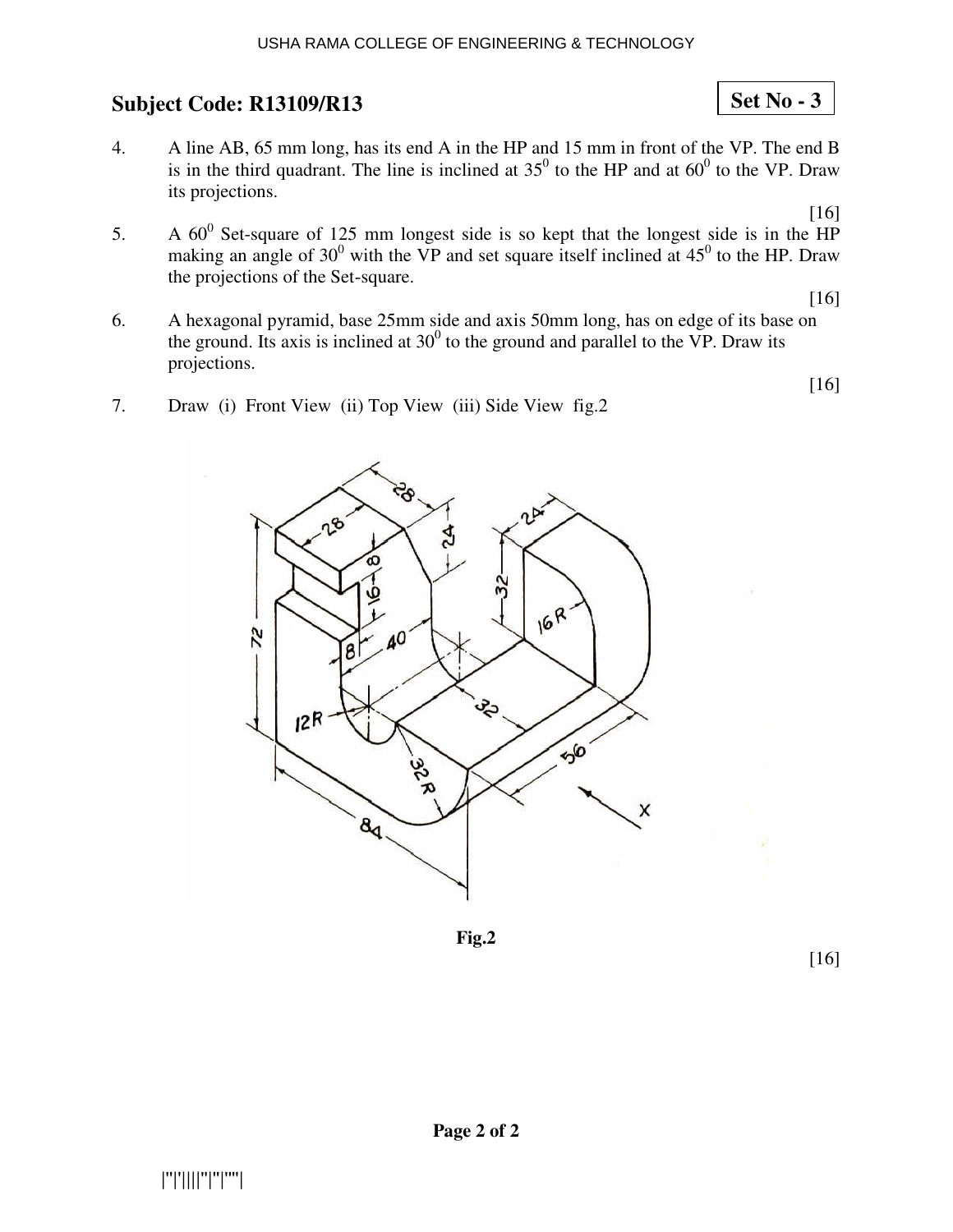**Subject Code: R13109/R13**

**Set No - 3**

4. A line AB, 65 mm long, has its end A in the HP and 15 mm in front of the VP. The end B is in the third quadrant. The line is inclined at $35^0$ to the HP and at $60^0$ to the VP. Draw its projections.

[16]

5. A $60^0$ Set-square of 125 mm longest side is so kept that the longest side is in the HP making an angle of $30^0$ with the VP and set square itself inclined at $45^0$ to the HP. Draw the projections of the Set-square.

[16]

6. A hexagonal pyramid, base 25mm side and axis 50mm long, has on edge of its base on the ground. Its axis is inclined at $30^0$ to the ground and parallel to the VP. Draw its projections.

[16]

7. Draw (i) Front View (ii) Top View (iii) Side View fig.2

**Fig.2**

[16]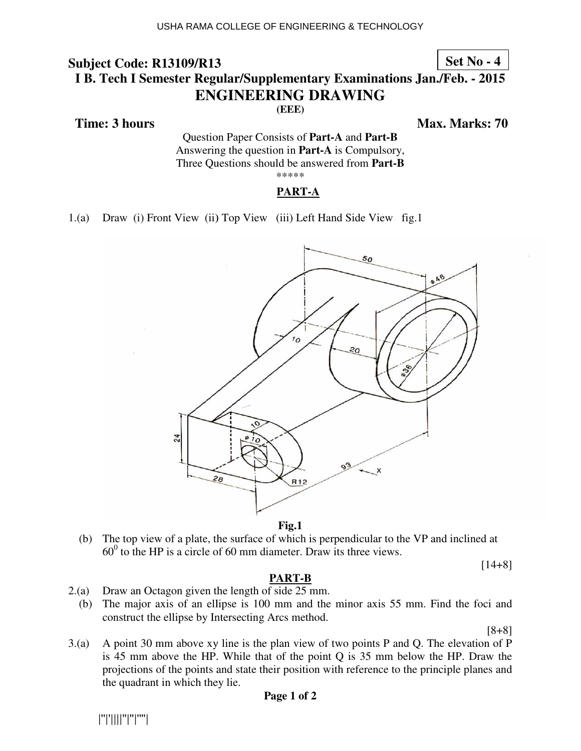# Subject Code: R13109/R13

**Set No - 4**

**I B. Tech I Semester Regular/Supplementary Examinations Jan./Feb. - 2015**

## ENGINEERING DRAWING

**(EEE)**

**Time: 3 hours** **Max. Marks: 70**

Question Paper Consists of **Part-A** and **Part-B**
Answering the question in **Part-A** is Compulsory,
Three Questions should be answered from **Part-B**

\*\*\*\*\*

### PART-A

1.(a) Draw (i) Front View (ii) Top View (iii) Left Hand Side View fig.1

**Fig.1**

(b) The top view of a plate, the surface of which is perpendicular to the VP and inclined at $60^0$ to the HP is a circle of 60 mm diameter. Draw its three views.

[14+8]

### PART-B

2.(a) Draw an Octagon given the length of side 25 mm.

(b) The major axis of an ellipse is 100 mm and the minor axis 55 mm. Find the foci and construct the ellipse by Intersecting Arcs method.

[8+8]

3.(a) A point 30 mm above xy line is the plan view of two points P and Q. The elevation of P is 45 mm above the HP. While that of the point Q is 35 mm below the HP. Draw the projections of the points and state their position with reference to the principle planes and the quadrant in which they lie.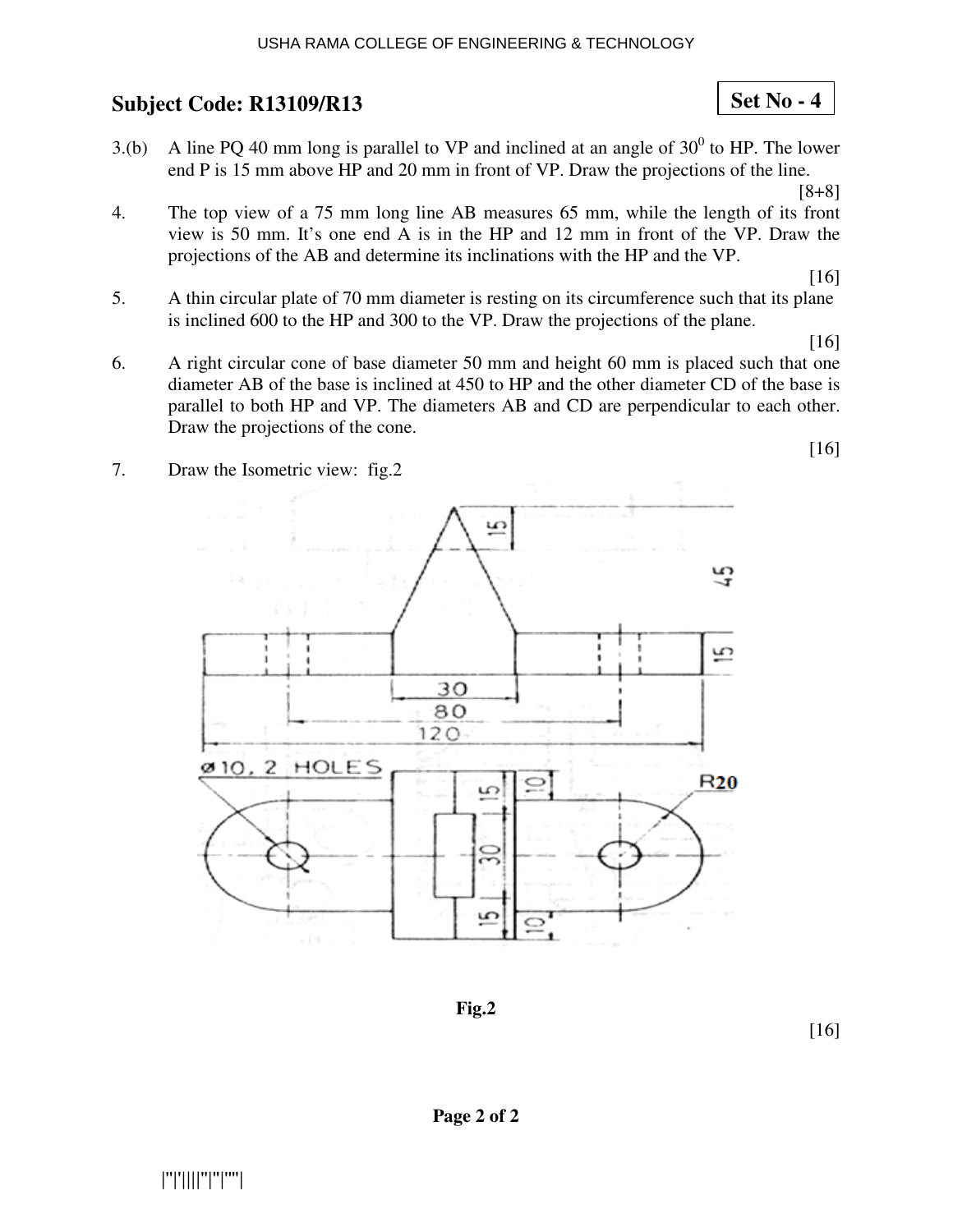## Subject Code: R13109/R13

**Set No - 4**

3.(b) A line PQ 40 mm long is parallel to VP and inclined at an angle of $30^0$ to HP. The lower end P is 15 mm above HP and 20 mm in front of VP. Draw the projections of the line.

[8+8]

4. The top view of a 75 mm long line AB measures 65 mm, while the length of its front view is 50 mm. It's one end A is in the HP and 12 mm in front of the VP. Draw the projections of the AB and determine its inclinations with the HP and the VP.

[16]

5. A thin circular plate of 70 mm diameter is resting on its circumference such that its plane is inclined 600 to the HP and 300 to the VP. Draw the projections of the plane.

[16]

6. A right circular cone of base diameter 50 mm and height 60 mm is placed such that one diameter AB of the base is inclined at 450 to HP and the other diameter CD of the base is parallel to both HP and VP. The diameters AB and CD are perpendicular to each other. Draw the projections of the cone.

[16]

7. Draw the Isometric view: fig.2

15
45
15
30
80
120
Ø10, 2 HOLES
R20
15
10
30
15
10

**Fig.2**

[16]